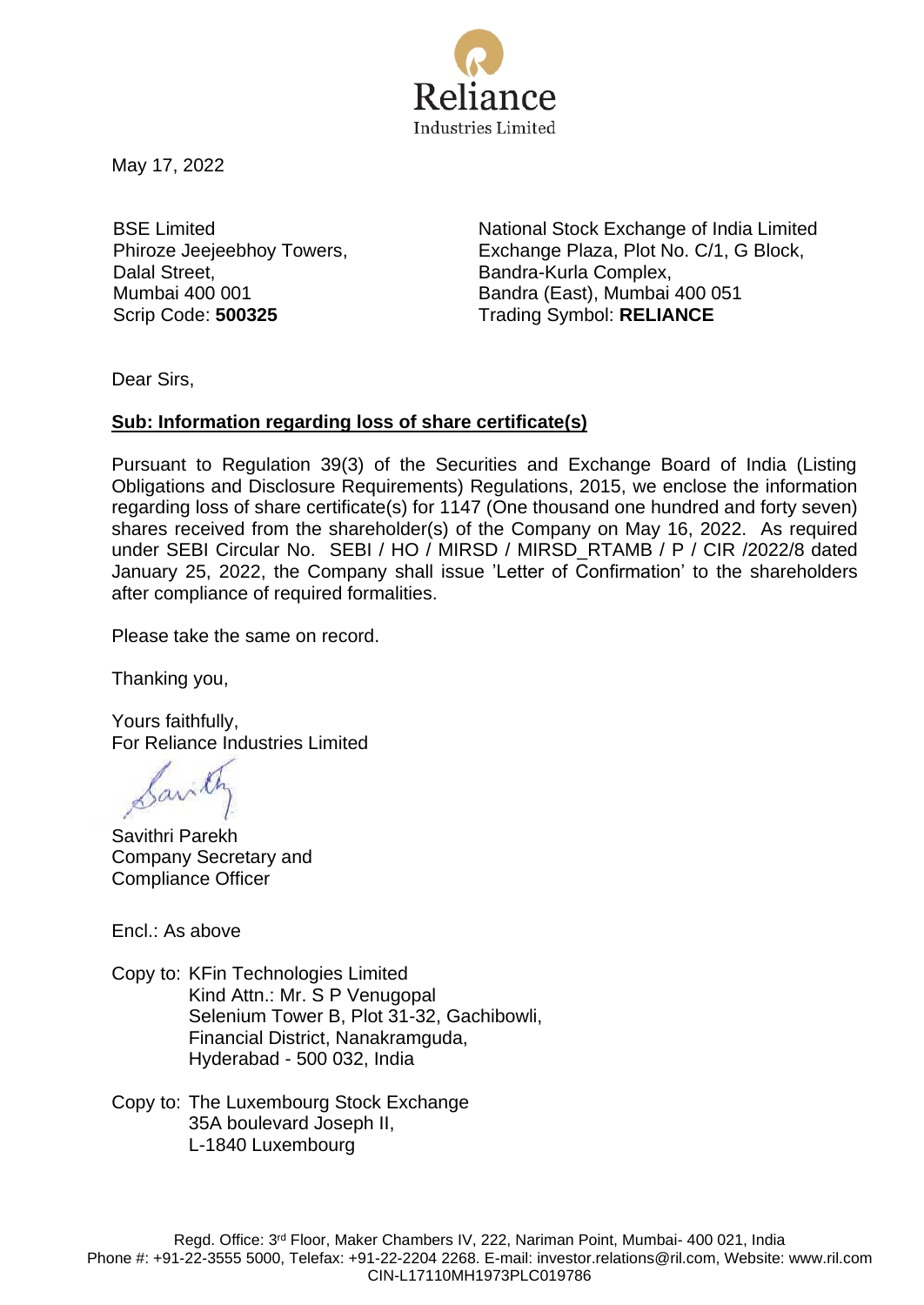Reliance Industries Limited

May 17, 2022

BSE Limited
Phiroze Jeejeebhoy Towers,
Dalal Street,
Mumbai 400 001
Scrip Code: **500325**

National Stock Exchange of India Limited
Exchange Plaza, Plot No. C/1, G Block,
Bandra-Kurla Complex,
Bandra (East), Mumbai 400 051
Trading Symbol: **RELIANCE**

Dear Sirs,

**Sub: Information regarding loss of share certificate(s)**

Pursuant to Regulation 39(3) of the Securities and Exchange Board of India (Listing Obligations and Disclosure Requirements) Regulations, 2015, we enclose the information regarding loss of share certificate(s) for 1147 (One thousand one hundred and forty seven) shares received from the shareholder(s) of the Company on May 16, 2022. As required under SEBI Circular No. SEBI / HO / MIRSD / MIRSD_RTAMB / P / CIR /2022/8 dated January 25, 2022, the Company shall issue 'Letter of Confirmation' to the shareholders after compliance of required formalities.

Please take the same on record.

Thanking you,

Yours faithfully,
For Reliance Industries Limited

Savithri Parekh
Company Secretary and
Compliance Officer

Encl.: As above

Copy to: KFin Technologies Limited
Kind Attn.: Mr. S P Venugopal
Selenium Tower B, Plot 31-32, Gachibowli,
Financial District, Nanakramguda,
Hyderabad - 500 032, India

Copy to: The Luxembourg Stock Exchange
35A boulevard Joseph II,
L-1840 Luxembourg

Regd. Office: 3rd Floor, Maker Chambers IV, 222, Nariman Point, Mumbai- 400 021, India
Phone #: +91-22-3555 5000, Telefax: +91-22-2204 2268. E-mail: investor.relations@ril.com, Website: www.ril.com
CIN-L17110MH1973PLC019786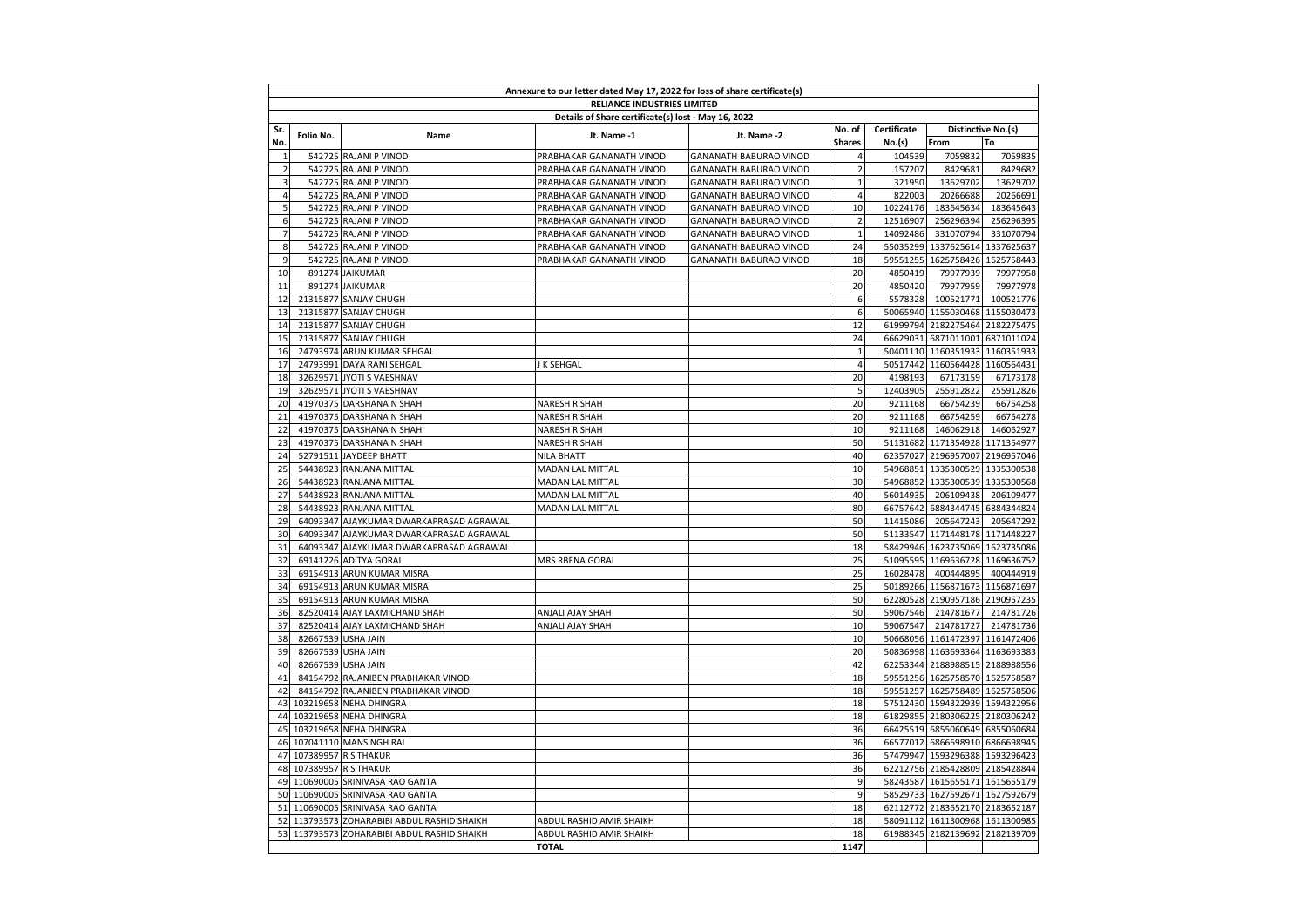| Annexure to our letter dated May 17, 2022 for loss of share certificate(s) | | | | | | | | |
|---|---|---|---|---|---|---|---|---|
| RELIANCE INDUSTRIES LIMITED | | | | | | | | |
| Details of Share certificate(s) lost - May 16, 2022 | | | | | | | | |
| Sr. No. | Folio No. | Name | Jt. Name -1 | Jt. Name -2 | No. of Shares | Certificate No.(s) | Distinctive No.(s) | |
| | | | | | | | From | To |
| 1 | 542725 | RAJANI P VINOD | PRABHAKAR GANANATH VINOD | GANANATH BABURAO VINOD | 4 | 104539 | 7059832 | 7059835 |
| 2 | 542725 | RAJANI P VINOD | PRABHAKAR GANANATH VINOD | GANANATH BABURAO VINOD | 2 | 157207 | 8429681 | 8429682 |
| 3 | 542725 | RAJANI P VINOD | PRABHAKAR GANANATH VINOD | GANANATH BABURAO VINOD | 1 | 321950 | 13629702 | 13629702 |
| 4 | 542725 | RAJANI P VINOD | PRABHAKAR GANANATH VINOD | GANANATH BABURAO VINOD | 4 | 822003 | 20266688 | 20266691 |
| 5 | 542725 | RAJANI P VINOD | PRABHAKAR GANANATH VINOD | GANANATH BABURAO VINOD | 10 | 10224176 | 183645634 | 183645643 |
| 6 | 542725 | RAJANI P VINOD | PRABHAKAR GANANATH VINOD | GANANATH BABURAO VINOD | 2 | 12516907 | 256296394 | 256296395 |
| 7 | 542725 | RAJANI P VINOD | PRABHAKAR GANANATH VINOD | GANANATH BABURAO VINOD | 1 | 14092486 | 331070794 | 331070794 |
| 8 | 542725 | RAJANI P VINOD | PRABHAKAR GANANATH VINOD | GANANATH BABURAO VINOD | 24 | 55035299 | 1337625614 | 1337625637 |
| 9 | 542725 | RAJANI P VINOD | PRABHAKAR GANANATH VINOD | GANANATH BABURAO VINOD | 18 | 59551255 | 1625758426 | 1625758443 |
| 10 | 891274 | JAIKUMAR | | | 20 | 4850419 | 79977939 | 79977958 |
| 11 | 891274 | JAIKUMAR | | | 20 | 4850420 | 79977959 | 79977978 |
| 12 | 21315877 | SANJAY CHUGH | | | 6 | 5578328 | 100521771 | 100521776 |
| 13 | 21315877 | SANJAY CHUGH | | | 6 | 50065940 | 1155030468 | 1155030473 |
| 14 | 21315877 | SANJAY CHUGH | | | 12 | 61999794 | 2182275464 | 2182275475 |
| 15 | 21315877 | SANJAY CHUGH | | | 24 | 66629031 | 6871011001 | 6871011024 |
| 16 | 24793974 | ARUN KUMAR SEHGAL | | | 1 | 50401110 | 1160351933 | 1160351933 |
| 17 | 24793991 | DAYA RANI SEHGAL | J K SEHGAL | | 4 | 50517442 | 1160564428 | 1160564431 |
| 18 | 32629571 | JYOTI S VAESHNAV | | | 20 | 4198193 | 67173159 | 67173178 |
| 19 | 32629571 | JYOTI S VAESHNAV | | | 5 | 12403905 | 255912822 | 255912826 |
| 20 | 41970375 | DARSHANA N SHAH | NARESH R SHAH | | 20 | 9211168 | 66754239 | 66754258 |
| 21 | 41970375 | DARSHANA N SHAH | NARESH R SHAH | | 20 | 9211168 | 66754259 | 66754278 |
| 22 | 41970375 | DARSHANA N SHAH | NARESH R SHAH | | 10 | 9211168 | 146062918 | 146062927 |
| 23 | 41970375 | DARSHANA N SHAH | NARESH R SHAH | | 50 | 51131682 | 1171354928 | 1171354977 |
| 24 | 52791511 | JAYDEEP BHATT | NILA BHATT | | 40 | 62357027 | 2196957007 | 2196957046 |
| 25 | 54438923 | RANJANA MITTAL | MADAN LAL MITTAL | | 10 | 54968851 | 1335300529 | 1335300538 |
| 26 | 54438923 | RANJANA MITTAL | MADAN LAL MITTAL | | 30 | 54968852 | 1335300539 | 1335300568 |
| 27 | 54438923 | RANJANA MITTAL | MADAN LAL MITTAL | | 40 | 56014935 | 206109438 | 206109477 |
| 28 | 54438923 | RANJANA MITTAL | MADAN LAL MITTAL | | 80 | 66757642 | 6884344745 | 6884344824 |
| 29 | 64093347 | AJAYKUMAR DWARKAPRASAD AGRAWAL | | | 50 | 11415086 | 205647243 | 205647292 |
| 30 | 64093347 | AJAYKUMAR DWARKAPRASAD AGRAWAL | | | 50 | 51133547 | 1171448178 | 1171448227 |
| 31 | 64093347 | AJAYKUMAR DWARKAPRASAD AGRAWAL | | | 18 | 58429946 | 1623735069 | 1623735086 |
| 32 | 69141226 | ADITYA GORAI | MRS RBENA GORAI | | 25 | 51095595 | 1169636728 | 1169636752 |
| 33 | 69154913 | ARUN KUMAR MISRA | | | 25 | 16028478 | 400444895 | 400444919 |
| 34 | 69154913 | ARUN KUMAR MISRA | | | 25 | 50189266 | 1156871673 | 1156871697 |
| 35 | 69154913 | ARUN KUMAR MISRA | | | 50 | 62280528 | 2190957186 | 2190957235 |
| 36 | 82520414 | AJAY LAXMICHAND SHAH | ANJALI AJAY SHAH | | 50 | 59067546 | 214781677 | 214781726 |
| 37 | 82520414 | AJAY LAXMICHAND SHAH | ANJALI AJAY SHAH | | 10 | 59067547 | 214781727 | 214781736 |
| 38 | 82667539 | USHA JAIN | | | 10 | 50668056 | 1161472397 | 1161472406 |
| 39 | 82667539 | USHA JAIN | | | 20 | 50836998 | 1163693364 | 1163693383 |
| 40 | 82667539 | USHA JAIN | | | 42 | 62253344 | 2188988515 | 2188988556 |
| 41 | 84154792 | RAJANIBEN PRABHAKAR VINOD | | | 18 | 59551256 | 1625758570 | 1625758587 |
| 42 | 84154792 | RAJANIBEN PRABHAKAR VINOD | | | 18 | 59551257 | 1625758489 | 1625758506 |
| 43 | 103219658 | NEHA DHINGRA | | | 18 | 57512430 | 1594322939 | 1594322956 |
| 44 | 103219658 | NEHA DHINGRA | | | 18 | 61829855 | 2180306225 | 2180306242 |
| 45 | 103219658 | NEHA DHINGRA | | | 36 | 66425519 | 6855060649 | 6855060684 |
| 46 | 107041110 | MANSINGH RAI | | | 36 | 66577012 | 6866698910 | 6866698945 |
| 47 | 107389957 | R S THAKUR | | | 36 | 57479947 | 1593296388 | 1593296423 |
| 48 | 107389957 | R S THAKUR | | | 36 | 62212756 | 2185428809 | 2185428844 |
| 49 | 110690005 | SRINIVASA RAO GANTA | | | 9 | 58243587 | 1615655171 | 1615655179 |
| 50 | 110690005 | SRINIVASA RAO GANTA | | | 9 | 58529733 | 1627592671 | 1627592679 |
| 51 | 110690005 | SRINIVASA RAO GANTA | | | 18 | 62112772 | 2183652170 | 2183652187 |
| 52 | 113793573 | ZOHARABIBI ABDUL RASHID SHAIKH | ABDUL RASHID AMIR SHAIKH | | 18 | 58091112 | 1611300968 | 1611300985 |
| 53 | 113793573 | ZOHARABIBI ABDUL RASHID SHAIKH | ABDUL RASHID AMIR SHAIKH | | 18 | 61988345 | 2182139692 | 2182139709 |
| | | | TOTAL | | 1147 | | | |